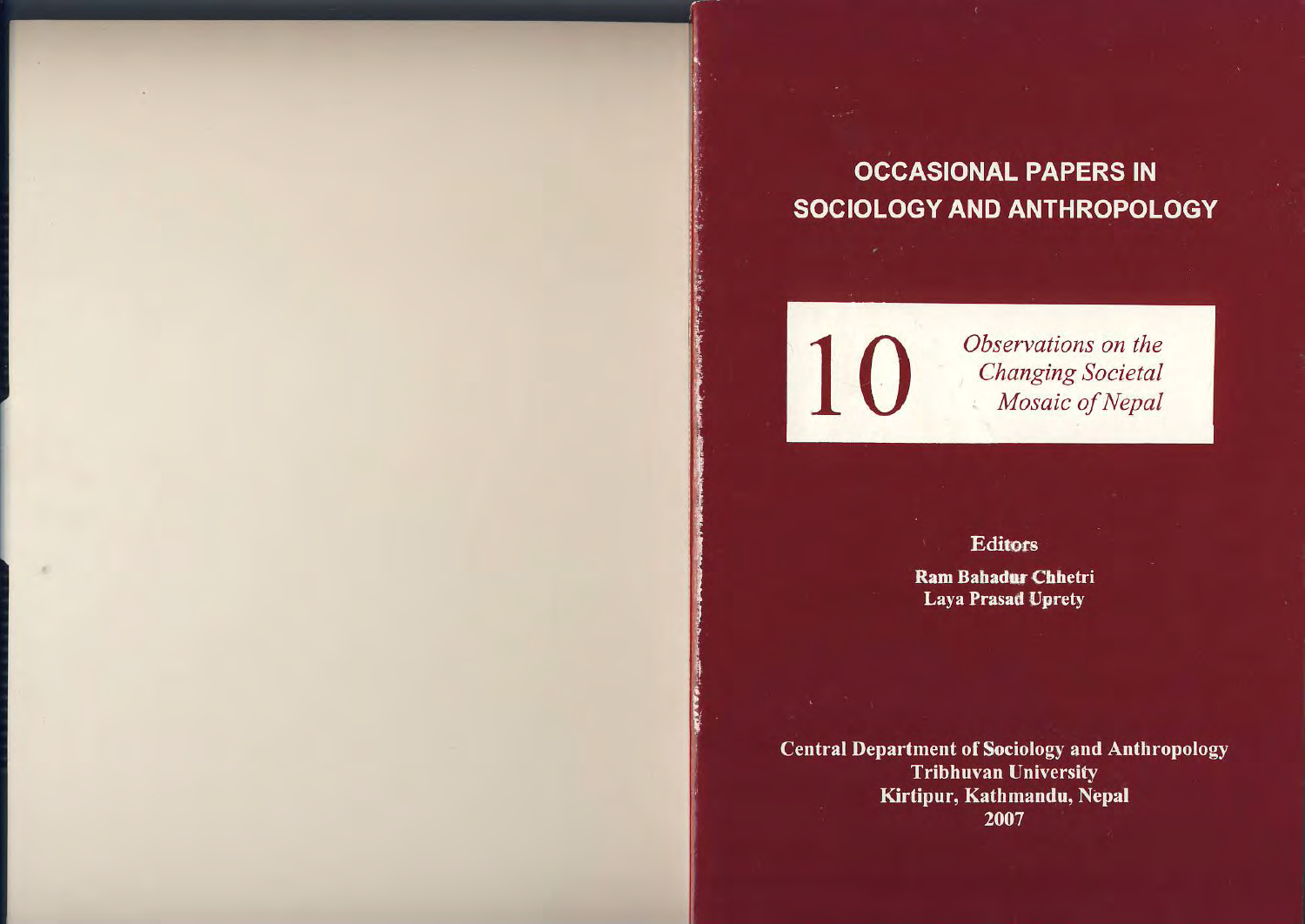# OCCASIONAL PAPERS IN SOCIOLOGY AND ANTHROPOLOGY

**10**

*Observations on the Changing Societal Mosaic of Nepal*

**Editors**

**Ram Bahadur Chhetri**
**Laya Prasad Uprety**

**Central Department of Sociology and Anthropology**
**Tribhuvan University**
**Kirtipur, Kathmandu, Nepal**
**2007**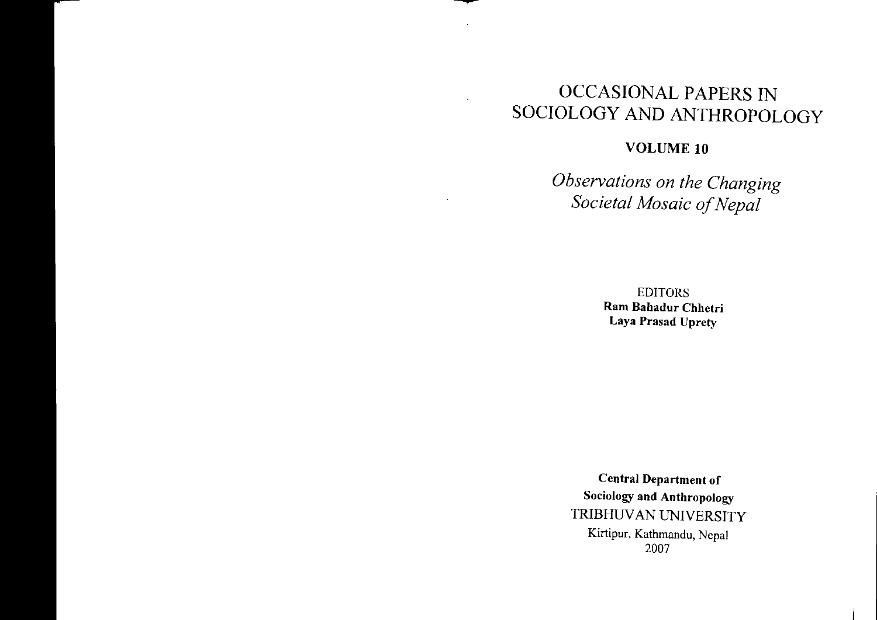# OCCASIONAL PAPERS IN SOCIOLOGY AND ANTHROPOLOGY

## VOLUME 10

## *Observations on the Changing Societal Mosaic of Nepal*

EDITORS
**Ram Bahadur Chhetri**
**Laya Prasad Uprety**

**Central Department of Sociology and Anthropology**
TRIBHUVAN UNIVERSITY
Kirtipur, Kathmandu, Nepal
2007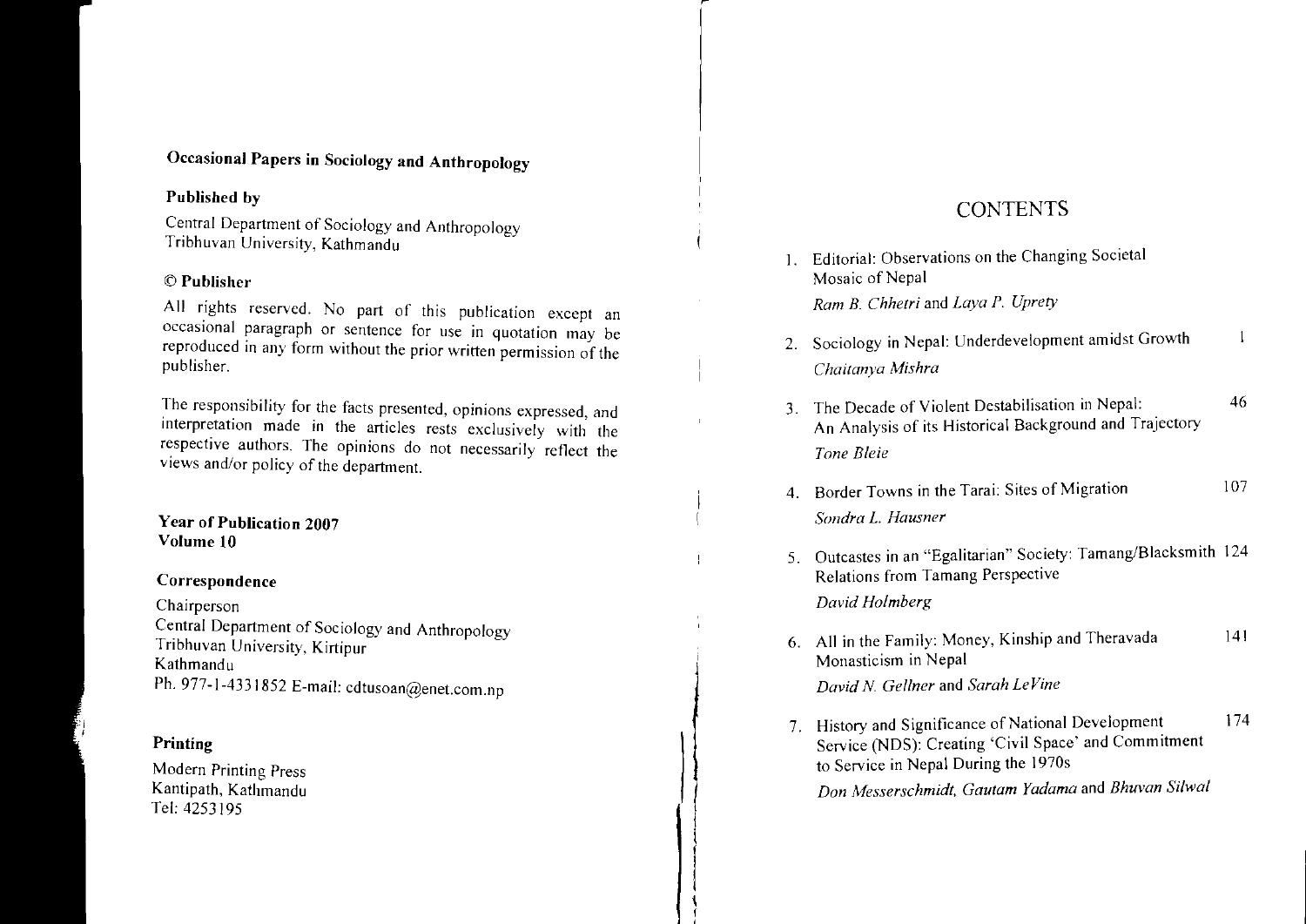**Occasional Papers in Sociology and Anthropology**

**Published by**

Central Department of Sociology and Anthropology
Tribhuvan University, Kathmandu

**© Publisher**

All rights reserved. No part of this publication except an occasional paragraph or sentence for use in quotation may be reproduced in any form without the prior written permission of the publisher.

The responsibility for the facts presented, opinions expressed, and interpretation made in the articles rests exclusively with the respective authors. The opinions do not necessarily reflect the views and/or policy of the department.

**Year of Publication 2007**
**Volume 10**

**Correspondence**

Chairperson
Central Department of Sociology and Anthropology
Tribhuvan University, Kirtipur
Kathmandu
Ph. 977-1-4331852 E-mail: cdtusoan@enet.com.np

**Printing**

Modern Printing Press
Kantipath, Kathmandu
Tel: 4253195

# CONTENTS

1. Editorial: Observations on the Changing Societal Mosaic of Nepal
   *Ram B. Chhetri* and *Laya P. Uprety*

2. Sociology in Nepal: Underdevelopment amidst Growth — 1
   *Chaitanya Mishra*

3. The Decade of Violent Destabilisation in Nepal: An Analysis of its Historical Background and Trajectory — 46
   *Tone Bleie*

4. Border Towns in the Tarai: Sites of Migration — 107
   *Sondra L. Hausner*

5. Outcastes in an "Egalitarian" Society: Tamang/Blacksmith Relations from Tamang Perspective — 124
   *David Holmberg*

6. All in the Family: Money, Kinship and Theravada Monasticism in Nepal — 141
   *David N. Gellner* and *Sarah LeVine*

7. History and Significance of National Development Service (NDS): Creating 'Civil Space' and Commitment to Service in Nepal During the 1970s — 174
   *Don Messerschmidt, Gautam Yadama* and *Bhuvan Silwal*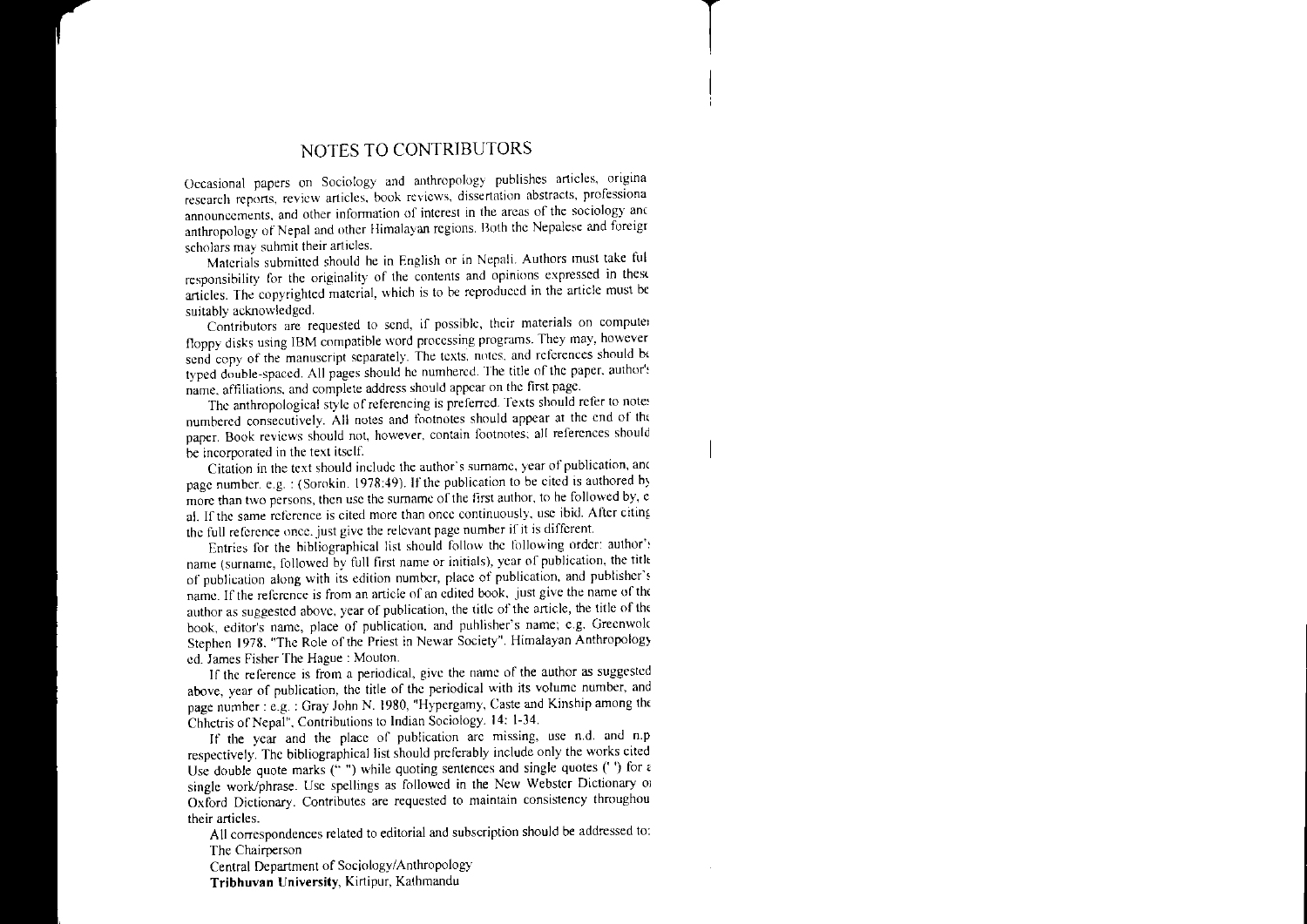# NOTES TO CONTRIBUTORS

Occasional papers on Sociology and anthropology publishes articles, origina research reports, review articles, book reviews, dissertation abstracts, professiona announcements, and other information of interest in the areas of the sociology anc anthropology of Nepal and other Himalayan regions. Both the Nepalese and foreigr scholars may submit their articles.

Materials submitted should be in English or in Nepali. Authors must take ful responsibility for the originality of the contents and opinions expressed in these articles. The copyrighted material, which is to be reproduced in the article must be suitably acknowledged.

Contributors are requested to send, if possible, their materials on computer floppy disks using IBM compatible word processing programs. They may, however send copy of the manuscript separately. The texts, notes, and references should be typed double-spaced. All pages should be numbered. The title of the paper, author's name, affiliations, and complete address should appear on the first page.

The anthropological style of referencing is preferred. Texts should refer to notes numbered consecutively. All notes and footnotes should appear at the end of the paper. Book reviews should not, however, contain footnotes; all references should be incorporated in the text itself.

Citation in the text should include the author's surname, year of publication, anc page number. e.g. : (Sorokin. 1978:49). If the publication to be cited is authored by more than two persons, then use the surname of the first author, to be followed by, e al. If the same reference is cited more than once continuously, use ibid. After citing the full reference once, just give the relevant page number if it is different.

Entries for the bibliographical list should follow the following order: author's name (surname, followed by full first name or initials), year of publication, the title of publication along with its edition number, place of publication, and publisher's name. If the reference is from an article of an edited book, just give the name of the author as suggested above, year of publication, the title of the article, the title of the book, editor's name, place of publication, and publisher's name; e.g. Greenwold Stephen 1978. "The Role of the Priest in Newar Society". Himalayan Anthropology ed. James Fisher The Hague : Mouton.

If the reference is from a periodical, give the name of the author as suggested above, year of publication, the title of the periodical with its volume number, and page number : e.g. : Gray John N. 1980, "Hypergamy, Caste and Kinship among the Chhetris of Nepal", Contributions to Indian Sociology. 14: 1-34.

If the year and the place of publication are missing, use n.d. and n.p respectively. The bibliographical list should preferably include only the works cited Use double quote marks (" ") while quoting sentences and single quotes (' ') for a single work/phrase. Use spellings as followed in the New Webster Dictionary or Oxford Dictionary. Contributes are requested to maintain consistency throughout their articles.

All correspondences related to editorial and subscription should be addressed to:
The Chairperson
Central Department of Sociology/Anthropology
**Tribhuvan University**, Kirtipur, Kathmandu